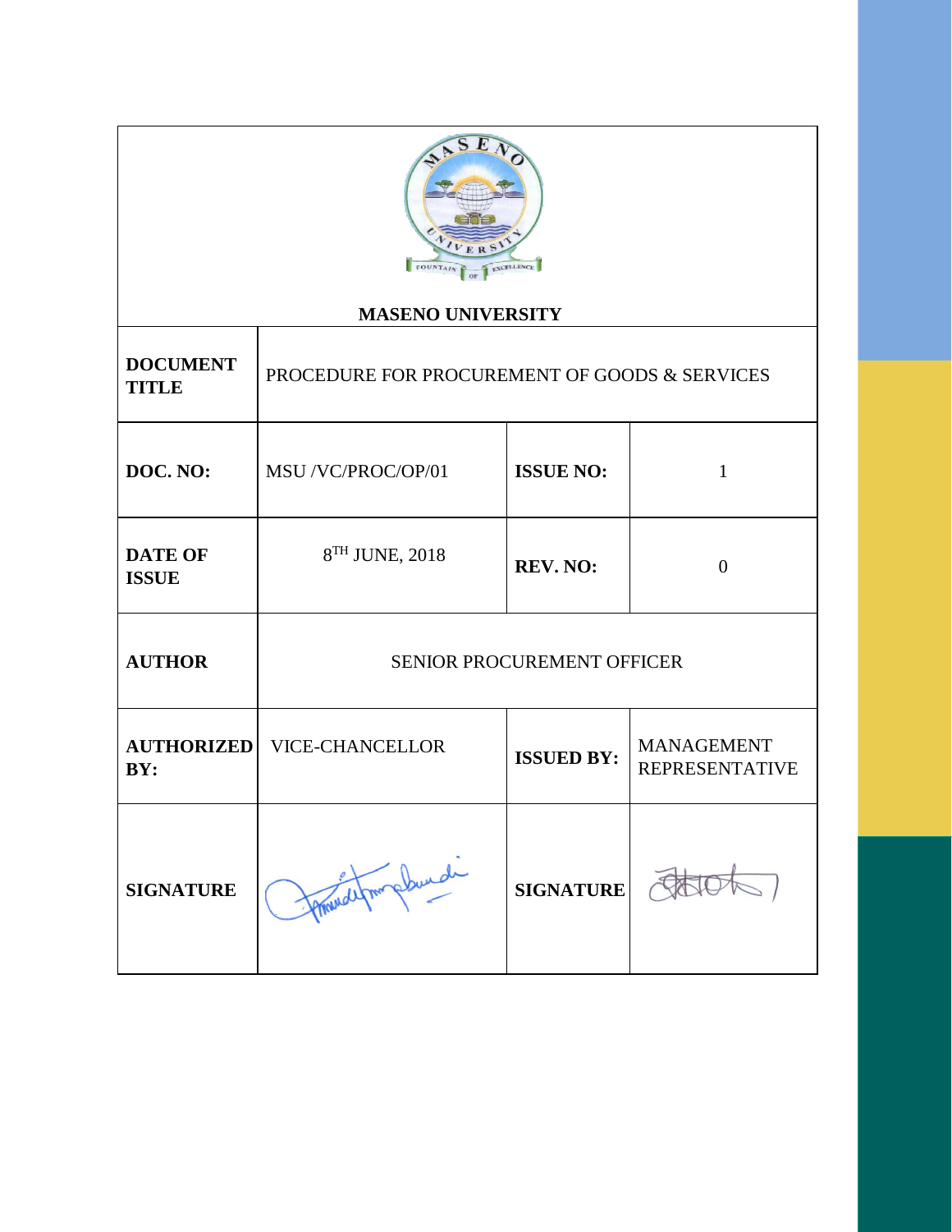**MASENO UNIVERSITY**

| | | | |
|---|---|---|---|
| **DOCUMENT TITLE** | PROCEDURE FOR PROCUREMENT OF GOODS & SERVICES | | |
| **DOC. NO:** | MSU /VC/PROC/OP/01 | **ISSUE NO:** | 1 |
| **DATE OF ISSUE** | 8TH JUNE, 2018 | **REV. NO:** | 0 |
| **AUTHOR** | SENIOR PROCUREMENT OFFICER | | |
| **AUTHORIZED BY:** | VICE-CHANCELLOR | **ISSUED BY:** | MANAGEMENT REPRESENTATIVE |
| **SIGNATURE** | | **SIGNATURE** | |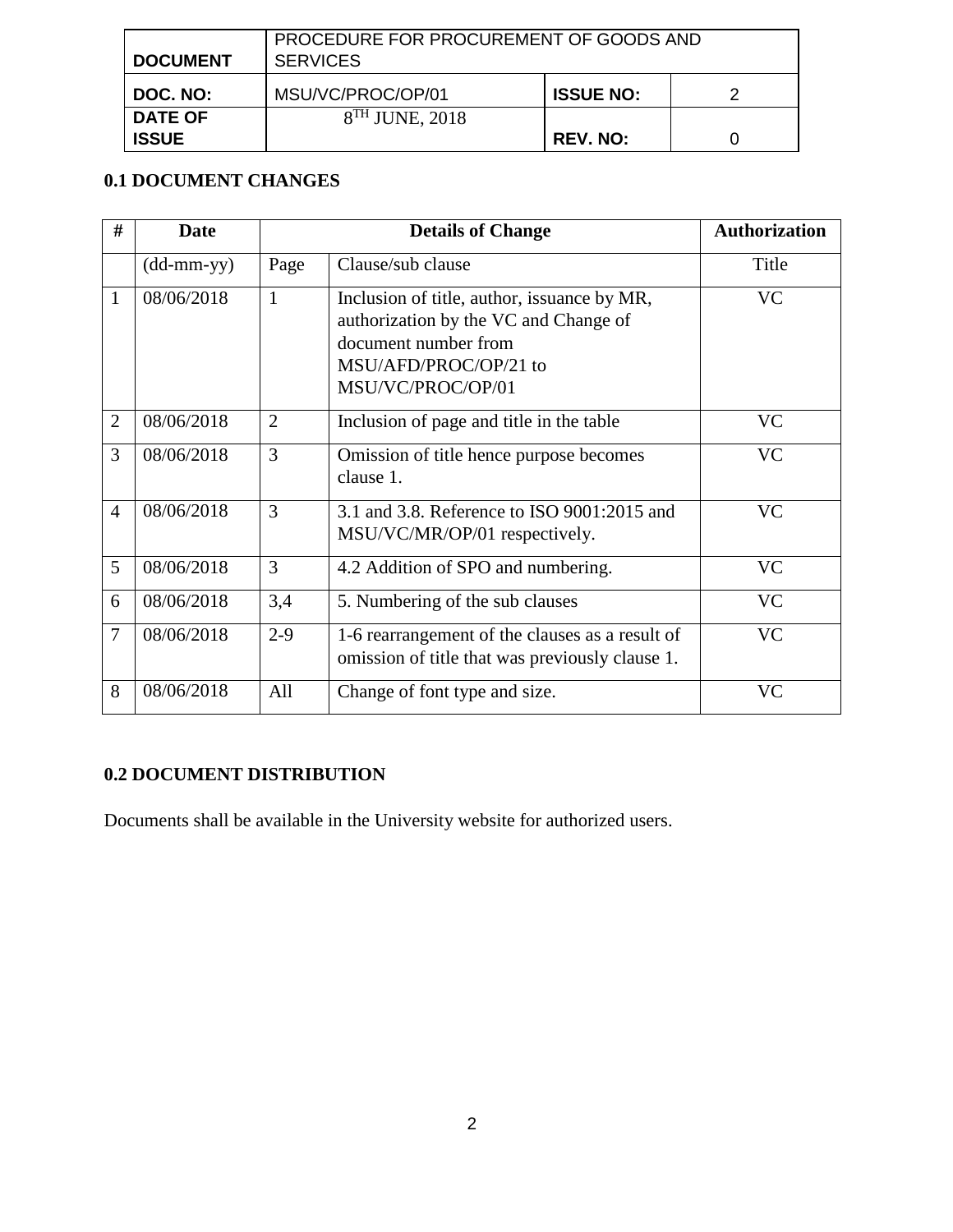| DOCUMENT | PROCEDURE FOR PROCUREMENT OF GOODS AND SERVICES | | |
|---|---|---|---|
| DOC. NO: | MSU/VC/PROC/OP/01 | ISSUE NO: | 2 |
| DATE OF ISSUE | 8TH JUNE, 2018 | REV. NO: | 0 |

### 0.1 DOCUMENT CHANGES

| # | Date | Details of Change | | Authorization |
|---|---|---|---|---|
| | (dd-mm-yy) | Page | Clause/sub clause | Title |
| 1 | 08/06/2018 | 1 | Inclusion of title, author, issuance by MR, authorization by the VC and Change of document number from MSU/AFD/PROC/OP/21 to MSU/VC/PROC/OP/01 | VC |
| 2 | 08/06/2018 | 2 | Inclusion of page and title in the table | VC |
| 3 | 08/06/2018 | 3 | Omission of title hence purpose becomes clause 1. | VC |
| 4 | 08/06/2018 | 3 | 3.1 and 3.8. Reference to ISO 9001:2015 and MSU/VC/MR/OP/01 respectively. | VC |
| 5 | 08/06/2018 | 3 | 4.2 Addition of SPO and numbering. | VC |
| 6 | 08/06/2018 | 3,4 | 5. Numbering of the sub clauses | VC |
| 7 | 08/06/2018 | 2-9 | 1-6 rearrangement of the clauses as a result of omission of title that was previously clause 1. | VC |
| 8 | 08/06/2018 | All | Change of font type and size. | VC |

### 0.2 DOCUMENT DISTRIBUTION

Documents shall be available in the University website for authorized users.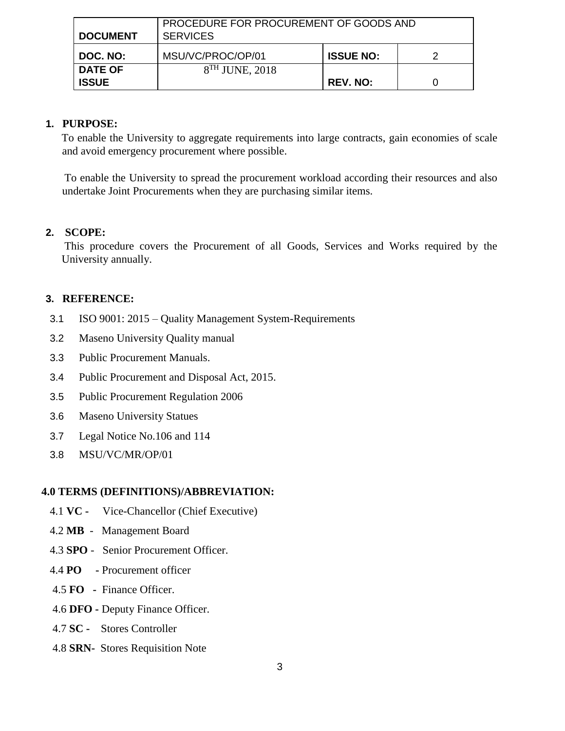| DOCUMENT | PROCEDURE FOR PROCUREMENT OF GOODS AND SERVICES | | |
|---|---|---|---|
| DOC. NO: | MSU/VC/PROC/OP/01 | ISSUE NO: | 2 |
| DATE OF ISSUE | 8TH JUNE, 2018 | REV. NO: | 0 |

## 1. PURPOSE:

To enable the University to aggregate requirements into large contracts, gain economies of scale and avoid emergency procurement where possible.

To enable the University to spread the procurement workload according their resources and also undertake Joint Procurements when they are purchasing similar items.

## 2. SCOPE:

This procedure covers the Procurement of all Goods, Services and Works required by the University annually.

## 3. REFERENCE:

3.1 ISO 9001: 2015 – Quality Management System-Requirements

3.2 Maseno University Quality manual

3.3 Public Procurement Manuals.

3.4 Public Procurement and Disposal Act, 2015.

3.5 Public Procurement Regulation 2006

3.6 Maseno University Statues

3.7 Legal Notice No.106 and 114

3.8 MSU/VC/MR/OP/01

## 4.0 TERMS (DEFINITIONS)/ABBREVIATION:

4.1 **VC -** Vice-Chancellor (Chief Executive)

4.2 **MB** - Management Board

4.3 **SPO** - Senior Procurement Officer.

4.4 **PO** **-** Procurement officer

4.5 **FO** **-** Finance Officer.

4.6 **DFO -** Deputy Finance Officer.

4.7 **SC -** Stores Controller

4.8 **SRN-** Stores Requisition Note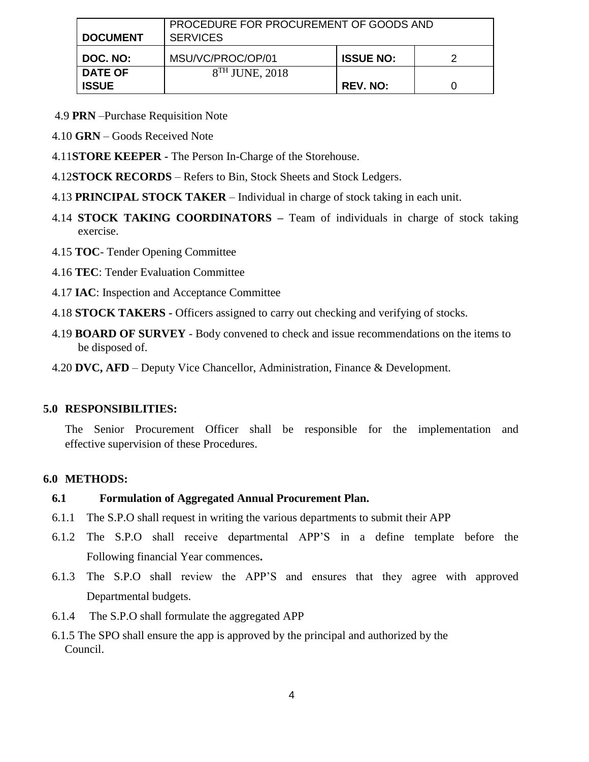4.9 **PRN** –Purchase Requisition Note

4.10 **GRN** – Goods Received Note

4.11 **STORE KEEPER -** The Person In-Charge of the Storehouse.

4.12 **STOCK RECORDS** – Refers to Bin, Stock Sheets and Stock Ledgers.

4.13 **PRINCIPAL STOCK TAKER** – Individual in charge of stock taking in each unit.

4.14 **STOCK TAKING COORDINATORS –** Team of individuals in charge of stock taking exercise.

4.15 **TOC**- Tender Opening Committee

4.16 **TEC**: Tender Evaluation Committee

4.17 **IAC**: Inspection and Acceptance Committee

4.18 **STOCK TAKERS -** Officers assigned to carry out checking and verifying of stocks.

4.19 **BOARD OF SURVEY** - Body convened to check and issue recommendations on the items to be disposed of.

4.20 **DVC, AFD** – Deputy Vice Chancellor, Administration, Finance & Development.

## 5.0 RESPONSIBILITIES:

The Senior Procurement Officer shall be responsible for the implementation and effective supervision of these Procedures.

## 6.0 METHODS:

### 6.1 Formulation of Aggregated Annual Procurement Plan.

6.1.1 The S.P.O shall request in writing the various departments to submit their APP

6.1.2 The S.P.O shall receive departmental APP'S in a define template before the Following financial Year commences**.**

6.1.3 The S.P.O shall review the APP'S and ensures that they agree with approved Departmental budgets.

6.1.4 The S.P.O shall formulate the aggregated APP

6.1.5 The SPO shall ensure the app is approved by the principal and authorized by the Council.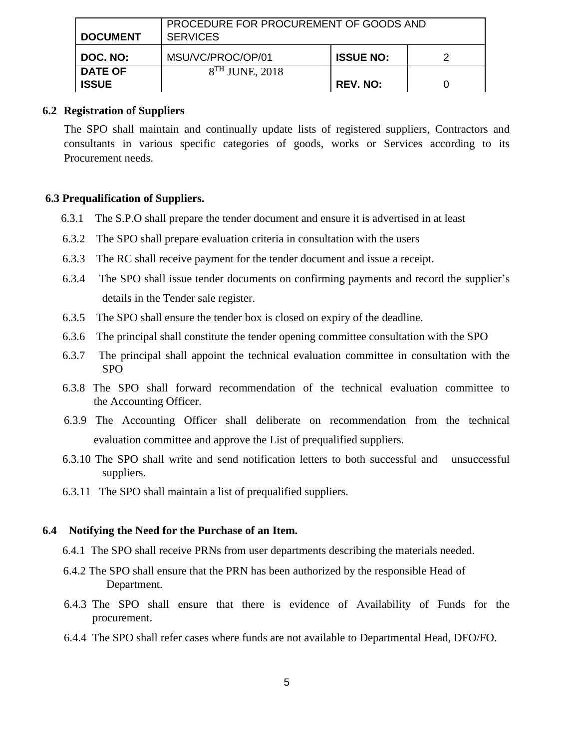| DOCUMENT | PROCEDURE FOR PROCUREMENT OF GOODS AND SERVICES | | |
|---|---|---|---|
| DOC. NO: | MSU/VC/PROC/OP/01 | ISSUE NO: | 2 |
| DATE OF ISSUE | 8TH JUNE, 2018 | REV. NO: | 0 |

### 6.2 Registration of Suppliers

The SPO shall maintain and continually update lists of registered suppliers, Contractors and consultants in various specific categories of goods, works or Services according to its Procurement needs.

### 6.3 Prequalification of Suppliers.

6.3.1 The S.P.O shall prepare the tender document and ensure it is advertised in at least

6.3.2 The SPO shall prepare evaluation criteria in consultation with the users

6.3.3 The RC shall receive payment for the tender document and issue a receipt.

6.3.4 The SPO shall issue tender documents on confirming payments and record the supplier's details in the Tender sale register.

6.3.5 The SPO shall ensure the tender box is closed on expiry of the deadline.

6.3.6 The principal shall constitute the tender opening committee consultation with the SPO

6.3.7 The principal shall appoint the technical evaluation committee in consultation with the SPO

6.3.8 The SPO shall forward recommendation of the technical evaluation committee to the Accounting Officer.

6.3.9 The Accounting Officer shall deliberate on recommendation from the technical evaluation committee and approve the List of prequalified suppliers.

6.3.10 The SPO shall write and send notification letters to both successful and unsuccessful suppliers.

6.3.11 The SPO shall maintain a list of prequalified suppliers.

### 6.4 Notifying the Need for the Purchase of an Item.

6.4.1 The SPO shall receive PRNs from user departments describing the materials needed.

6.4.2 The SPO shall ensure that the PRN has been authorized by the responsible Head of Department.

6.4.3 The SPO shall ensure that there is evidence of Availability of Funds for the procurement.

6.4.4 The SPO shall refer cases where funds are not available to Departmental Head, DFO/FO.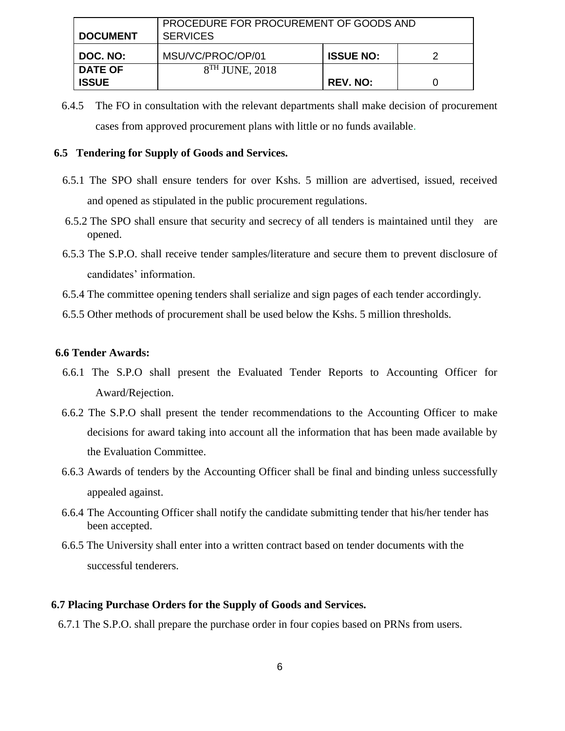6.4.5 The FO in consultation with the relevant departments shall make decision of procurement cases from approved procurement plans with little or no funds available.

## 6.5 Tendering for Supply of Goods and Services.

6.5.1 The SPO shall ensure tenders for over Kshs. 5 million are advertised, issued, received and opened as stipulated in the public procurement regulations.

6.5.2 The SPO shall ensure that security and secrecy of all tenders is maintained until they are opened.

6.5.3 The S.P.O. shall receive tender samples/literature and secure them to prevent disclosure of candidates' information.

6.5.4 The committee opening tenders shall serialize and sign pages of each tender accordingly.

6.5.5 Other methods of procurement shall be used below the Kshs. 5 million thresholds.

## 6.6 Tender Awards:

6.6.1 The S.P.O shall present the Evaluated Tender Reports to Accounting Officer for Award/Rejection.

6.6.2 The S.P.O shall present the tender recommendations to the Accounting Officer to make decisions for award taking into account all the information that has been made available by the Evaluation Committee.

6.6.3 Awards of tenders by the Accounting Officer shall be final and binding unless successfully appealed against.

6.6.4 The Accounting Officer shall notify the candidate submitting tender that his/her tender has been accepted.

6.6.5 The University shall enter into a written contract based on tender documents with the successful tenderers.

## 6.7 Placing Purchase Orders for the Supply of Goods and Services.

6.7.1 The S.P.O. shall prepare the purchase order in four copies based on PRNs from users.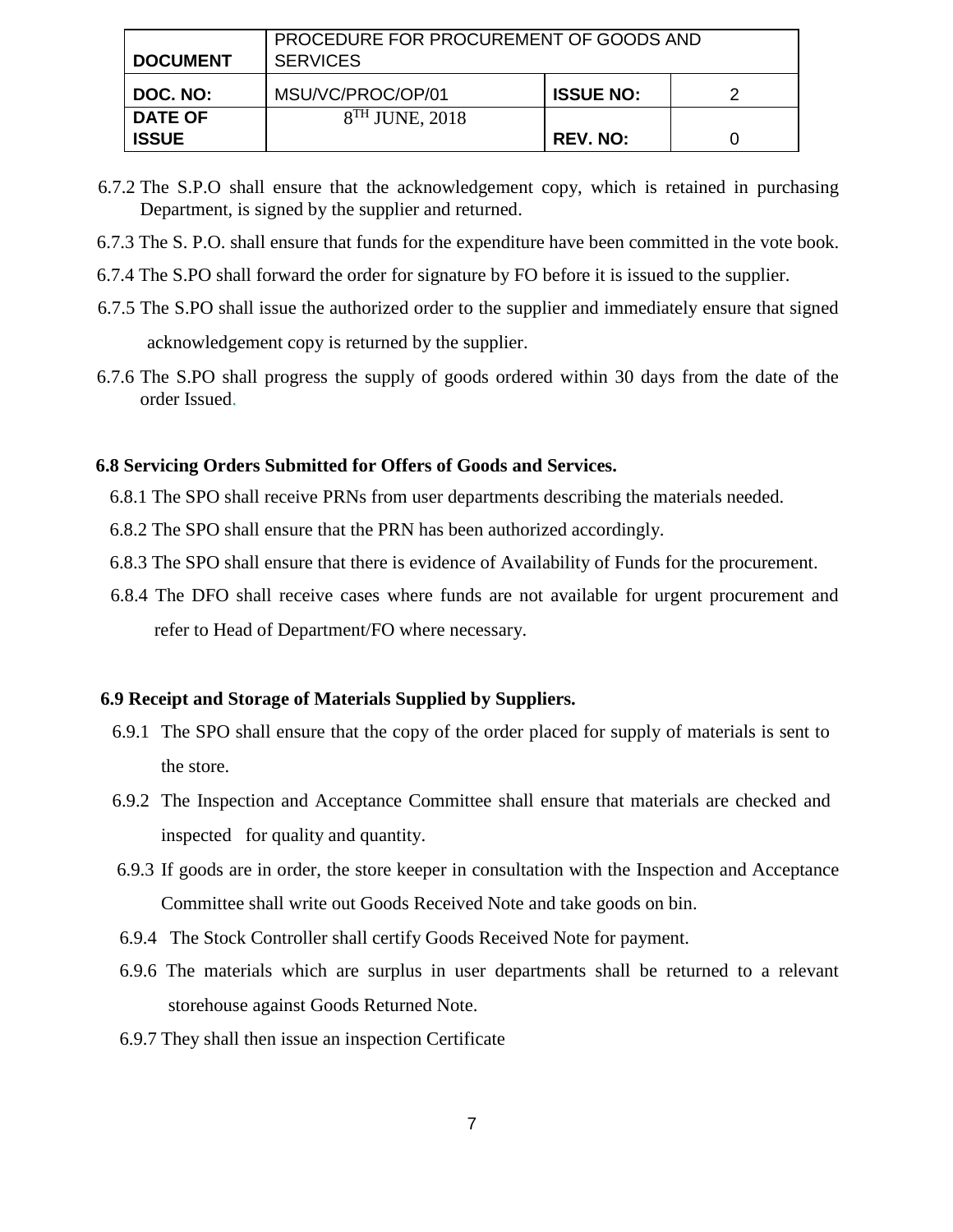6.7.2 The S.P.O shall ensure that the acknowledgement copy, which is retained in purchasing Department, is signed by the supplier and returned.

6.7.3 The S. P.O. shall ensure that funds for the expenditure have been committed in the vote book.

6.7.4 The S.PO shall forward the order for signature by FO before it is issued to the supplier.

6.7.5 The S.PO shall issue the authorized order to the supplier and immediately ensure that signed acknowledgement copy is returned by the supplier.

6.7.6 The S.PO shall progress the supply of goods ordered within 30 days from the date of the order Issued.

**6.8 Servicing Orders Submitted for Offers of Goods and Services.**

6.8.1 The SPO shall receive PRNs from user departments describing the materials needed.

6.8.2 The SPO shall ensure that the PRN has been authorized accordingly.

6.8.3 The SPO shall ensure that there is evidence of Availability of Funds for the procurement.

6.8.4 The DFO shall receive cases where funds are not available for urgent procurement and refer to Head of Department/FO where necessary.

**6.9 Receipt and Storage of Materials Supplied by Suppliers.**

6.9.1 The SPO shall ensure that the copy of the order placed for supply of materials is sent to the store.

6.9.2 The Inspection and Acceptance Committee shall ensure that materials are checked and inspected for quality and quantity.

6.9.3 If goods are in order, the store keeper in consultation with the Inspection and Acceptance Committee shall write out Goods Received Note and take goods on bin.

6.9.4 The Stock Controller shall certify Goods Received Note for payment.

6.9.6 The materials which are surplus in user departments shall be returned to a relevant storehouse against Goods Returned Note.

6.9.7 They shall then issue an inspection Certificate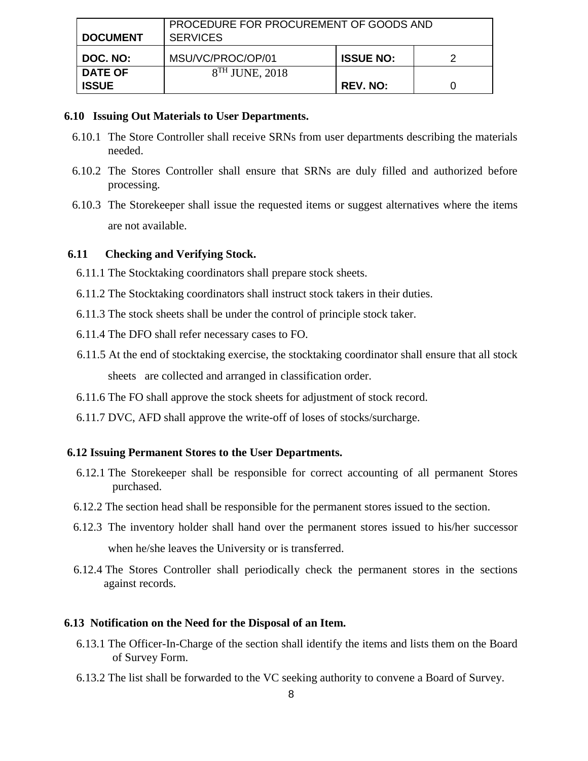### 6.10 Issuing Out Materials to User Departments.

6.10.1 The Store Controller shall receive SRNs from user departments describing the materials needed.

6.10.2 The Stores Controller shall ensure that SRNs are duly filled and authorized before processing.

6.10.3 The Storekeeper shall issue the requested items or suggest alternatives where the items are not available.

### 6.11 Checking and Verifying Stock.

6.11.1 The Stocktaking coordinators shall prepare stock sheets.

6.11.2 The Stocktaking coordinators shall instruct stock takers in their duties.

6.11.3 The stock sheets shall be under the control of principle stock taker.

6.11.4 The DFO shall refer necessary cases to FO.

6.11.5 At the end of stocktaking exercise, the stocktaking coordinator shall ensure that all stock sheets are collected and arranged in classification order.

6.11.6 The FO shall approve the stock sheets for adjustment of stock record.

6.11.7 DVC, AFD shall approve the write-off of loses of stocks/surcharge.

### 6.12 Issuing Permanent Stores to the User Departments.

6.12.1 The Storekeeper shall be responsible for correct accounting of all permanent Stores purchased.

6.12.2 The section head shall be responsible for the permanent stores issued to the section.

6.12.3 The inventory holder shall hand over the permanent stores issued to his/her successor when he/she leaves the University or is transferred.

6.12.4 The Stores Controller shall periodically check the permanent stores in the sections against records.

### 6.13 Notification on the Need for the Disposal of an Item.

6.13.1 The Officer-In-Charge of the section shall identify the items and lists them on the Board of Survey Form.

6.13.2 The list shall be forwarded to the VC seeking authority to convene a Board of Survey.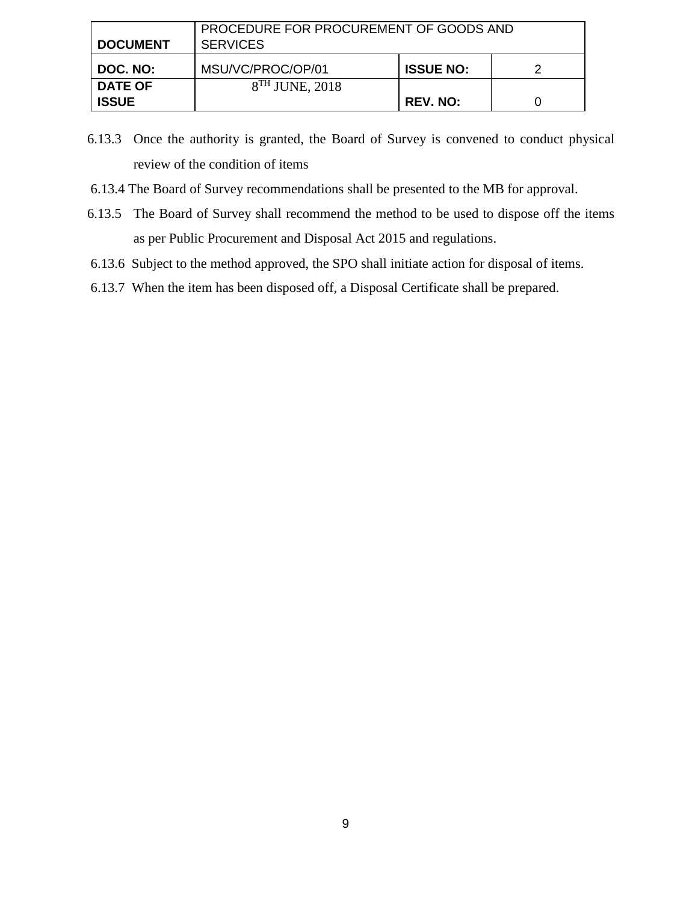6.13.3 Once the authority is granted, the Board of Survey is convened to conduct physical review of the condition of items

6.13.4 The Board of Survey recommendations shall be presented to the MB for approval.

6.13.5 The Board of Survey shall recommend the method to be used to dispose off the items as per Public Procurement and Disposal Act 2015 and regulations.

6.13.6 Subject to the method approved, the SPO shall initiate action for disposal of items.

6.13.7 When the item has been disposed off, a Disposal Certificate shall be prepared.